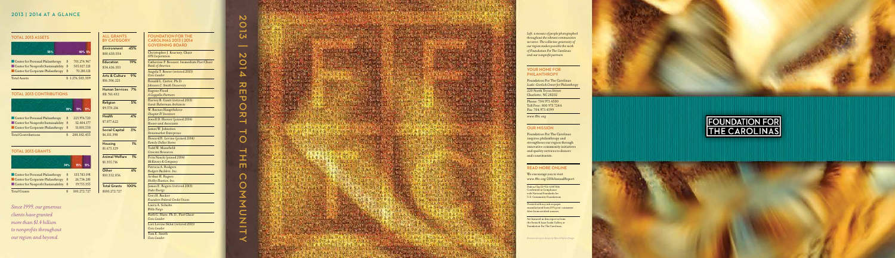## 2013 | 2014 AT A GLANCE

### TOTAL 2013 ASSETS

55% | 40% | 5%

| | | |
|---|---|---|
| Center for Personal Philanthropy | $ | 701,274,967 |
| Center for Nonprofit Sustainability | $ | 505,027,221 |
| Center for Corporate Philanthropy | $ | 70,281,121 |
| Total Assets | | $ 1,276,583,309 |

### TOTAL 2013 CONTRIBUTIONS

78% | 11% | 11%

| | | |
|---|---|---|
| Center for Personal Philanthropy | $ | 223,976,720 |
| Center for Nonprofit Sustainability | $ | 32,404,177 |
| Center for Corporate Philanthropy | $ | 31,801,558 |
| Total Contributions | $ | 288,182,455 |

### TOTAL 2013 GRANTS

74% | 15% | 11%

| | | |
|---|---|---|
| Center for Personal Philanthropy | $ | 133,783,091 |
| Center for Corporate Philanthropy | $ | 26,734,281 |
| Center for Nonprofit Sustainability | $ | 19,755,355 |
| Total Grants | $ | 180,272,727 |

*Since 1999, our generous clients have granted more than $1.4 billion to nonprofits throughout our region and beyond.*

### ALL GRANTS BY CATEGORY

| Category | % |
|---|---|
| Environment $80,638,034 | 45% |
| Education $34,636,303 | 19% |
| Arts & Culture $16,306,221 | 9% |
| Human Services $11,761,432 | 7% |
| Religion $9,578,216 | 5% |
| Health $7,877,622 | 4% |
| Social Capital $6,111,398 | 3% |
| Housing $1,675,129 | 1% |
| Animal Welfare $1,355,716 | 1% |
| Other $10,332,656 | 6% |
| Total Grants $180,272,727 | 100% |

### FOUNDATION FOR THE CAROLINAS 2013 | 2014 GOVERNING BOARD

Christopher J. Kearney, Chair
*SPX Corporation*

Catherine P. Bessant, Immediate Past Chair
*Bank of America*

Angela T. Bower (retired 2013)
*Civic Leader*

Ronald L. Carter, Ph.D.
*Johnson C. Smith University*

Eugene Flood
*A Cappella Partners*

Harvey B. Gantt (retired 2013)
*Gantt Huberman Architects*

W. Barnes Hauptfuhrer
*Chapter IV Investors*

Jewell D. Hoover (joined 2014)
*Hoover and Associates*

James W. Johnston
*Stonemarker Enterprises*

Howard R. Levine (joined 2014)
*Family Dollar Stores*

Todd W. Mansfield
*Crescent Resources*

Fritz Nauck (joined 2014)
*McKinsey & Company*

Patricia A. Rodgers
*Rodgers Builders, Inc.*

Arthur H. Rogers
*Shelby Elastics, Inc.*

James E. Rogers (retired 2013)
*Duke Energy*

Geri H. Rucker
*Founders Federal Credit Union*

Laura A. Schulte
*Wells Fargo*

Ruth G. Shaw, Ph.D., Past Chair
*Civic Leader*

Lori Levine Sklut (retired 2013)
*Civic Leader*

Tom E. Smith
*Civic Leader*

# 2013 | 2014 REPORT TO THE COMMUNITY

*Left, a mosaic of people photographed throughout the vibrant communities we serve. The collective generosity of our region makes possible the work of Foundation For The Carolinas and our nonprofit partners.*

### YOUR HOME FOR PHILANTHROPY

Foundation For The Carolinas
*Luski-Gorelick Center for Philanthropy*

220 North Tryon Street
Charlotte, NC 28202

Phone: 704.973.4500
Toll Free: 800.973.7244
Fax: 704.973.4599

www.fftc.org

### OUR MISSION

Foundation For The Carolinas inspires philanthropy and strengthens our region through innovative community initiatives and quality services to donors and constituents.

### READ MORE ONLINE

We encourage you to visit www.fftc.org/2014AnnualReport

Federal Tax ID #56-6047886
Confirmed in Compliance with National Standards for U.S. Community Foundations

Printed in Soy ink on paper manufactured from 10% post-consumer fiber from certified sources.

Art featured in this report is from the Susan & Isaac Luski Gallery at Foundation For The Carolinas.

*Photos and layout design by Merit Partner Design*

# FOUNDATION FOR THE CAROLINAS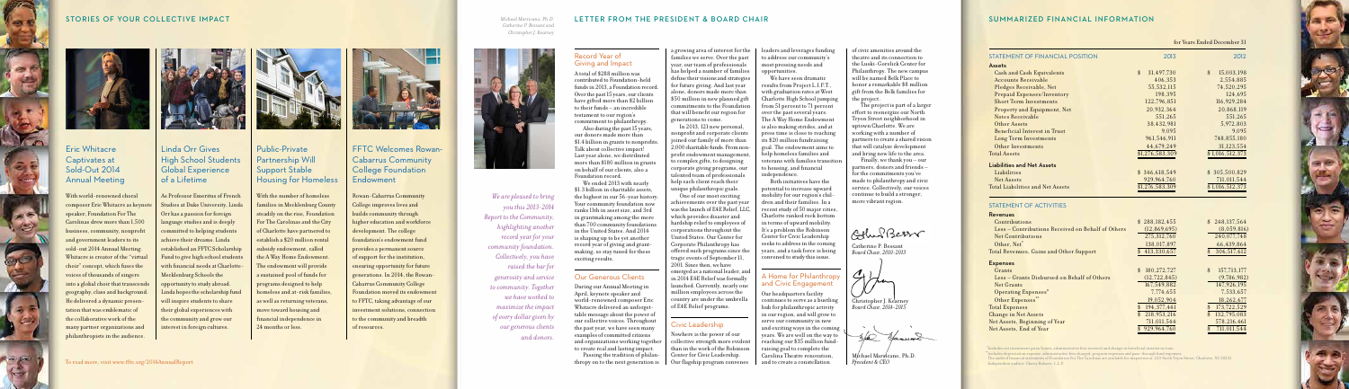## STORIES OF YOUR COLLECTIVE IMPACT

### Eric Whitacre Captivates at Sold-Out 2014 Annual Meeting

With world-renowned choral composer Eric Whitacre as keynote speaker, Foundation For The Carolinas drew more than 1,500 business, community, nonprofit and government leaders to its sold-out 2014 Annual Meeting. Whitacre is creator of the "virtual choir" concept, which fuses the voices of thousands of singers into a global choir that transcends geography, class and background. He delivered a dynamic presentation that was emblematic of the collaborative work of the many partner organizations and philanthropists in the audience.

### Linda Orr Gives High School Students Global Experience of a Lifetime

As Professor Emeritus of French Studies at Duke University, Linda Orr has a passion for foreign language studies and is deeply committed to helping students achieve their dreams. Linda established an FFTC Scholarship Fund to give high school students with financial needs at Charlotte-Mecklenburg Schools the opportunity to study abroad. Linda hopes the scholarship fund will inspire students to share their global experiences with the community and grow our interest in foreign cultures.

### Public-Private Partnership Will Support Stable Housing for Homeless

With the number of homeless families in Mecklenburg County steadily on the rise, Foundation For The Carolinas and the City of Charlotte have partnered to establish a $20 million rental subsidy endowment, called the A Way Home Endowment. The endowment will provide a sustained pool of funds for programs designed to help homeless and at-risk families, as well as returning veterans, move toward housing and financial independence in 24 months or less.

### FFTC Welcomes Rowan-Cabarrus Community College Foundation Endowment

Rowan-Cabarrus Community College improves lives and builds community through higher education and workforce development. The college foundation's endowment fund provides a permanent source of support for the institution, ensuring opportunity for future generations. In 2014, the Rowan-Cabarrus Community College Foundation moved its endowment to FFTC, taking advantage of our investment solutions, connection to the community and breadth of resources.

*We are pleased to bring you this 2013-2014 Report to the Community, highlighting another record year for your community foundation. Collectively, you have raised the bar for generosity and service to community. Together we have worked to maximize the impact of every dollar given by our generous clients and donors.*

To read more, visit www.fftc.org/2014AnnualReport

## LETTER FROM THE PRESIDENT & BOARD CHAIR

*Michael Marsicano, Ph.D. Catherine P. Bessant and Christopher J. Kearney*

### Record Year of Giving and Impact

A total of $288 million was contributed to Foundation-held funds in 2013, a Foundation record. Over the past 15 years, our clients have gifted more than $2 billion to their funds – an incredible testament to our region's commitment to philanthropy.

Also during the past 15 years, our donors made more than $1.4 billion in grants to nonprofits. Talk about collective impact! Last year alone, we distributed more than $180 million in grants on behalf of our clients, also a Foundation record.

We ended 2013 with nearly $1.3 billion in charitable assets, the highest in our 56-year history. Your community foundation now ranks 11th in asset size, and 3rd in grantmaking among the more than 700 community foundations in the United States. And 2014 is shaping up to be yet another record year of giving and grantmaking, so stay tuned for these exciting results.

### Our Generous Clients

During our Annual Meeting in April, keynote speaker and world-renowned composer Eric Whitacre delivered an unforgettable message about the power of our collective voices. Throughout the past year, we have seen many examples of committed citizens and organizations working together to create real and lasting impact.

Passing the tradition of philanthropy on to the next generation is a growing area of interest for the families we serve. Over the past year, our team of professionals has helped a number of families define their visions and strategies for future giving. And last year alone, donors made more than $50 million in new planned gift commitments to the Foundation that will benefit our region for generations to come.

In 2013, 123 new personal, nonprofit and corporate clients joined our family of more than 2,000 charitable funds. From nonprofit endowment management, to complex gifts, to designing corporate giving programs, our talented team of professionals help each client reach their unique philanthropic goals.

One of our most exciting achievements over the past year was the launch of E4E Relief, LLC, which provides disaster and hardship relief to employees of corporations throughout the United States. Our Center for Corporate Philanthropy has offered such programs since the tragic events of September 11, 2001. Since then, we have emerged as a national leader, and in 2014 E4E Relief was formally launched. Currently, nearly one million employees across the country are under the umbrella of E4E Relief programs.

### Civic Leadership

Nowhere is the power of our collective strength more evident than in the work of the Robinson Center for Civic Leadership. Our flagship program convenes leaders and leverages funding to address our community's most pressing needs and opportunities.

We have seen dramatic results from Project L.I.F.T., with graduation rates at West Charlotte High School jumping from 51 percent to 71 percent over the past several years. The A Way Home Endowment is also making strides, and at press time is close to reaching its $20 million fundraising goal. The endowment aims to help homeless families and veterans with families transition to housing, and financial independence.

Both initiatives have the potential to increase upward mobility for our region's children and their families. In a recent study of 50 major cities, Charlotte ranked rock bottom in terms of upward mobility. It's a problem the Robinson Center for Civic Leadership seeks to address in the coming years, and a task force is being convened to study this issue.

### A Home for Philanthropy and Civic Engagement

Our headquarters facility continues to serve as a bustling hub for philanthropic activity in our region, and will grow to serve our community in new and exciting ways in the coming years. We are well on the way to reaching our $35 million fundraising goal to complete the Carolina Theatre renovation, and to create a constellation of civic amenities around the theatre and its connection to the Lusk-Goralick Center for Philanthropy. The new campus will be named Belk Place to honor a remarkable $6 million gift from the Belk families for the project.

The project is part of a larger effort to reenergize our North Tryon Street neighborhood in uptown Charlotte. We are working with a number of partners to create a shared vision that will catalyze development and bring new life to the area.

Finally, we thank you – our partners, donors and friends – for the commitments you've made to philanthropy and civic service. Collectively, our voices continue to build a stronger, more vibrant region.

Catherine P. Bessant
*Board Chair, 2010-2013*

Christopher J. Kearney
*Board Chair, 2014-2015*

Michael Marsicano, Ph.D.
*President & CEO*

## SUMMARIZED FINANCIAL INFORMATION

for Years Ended December 31

| STATEMENT OF FINANCIAL POSITION | 2013 | 2012 |
|---|---|---|
| **Assets** | | |
| Cash and Cash Equivalents | $ 31,497,730 | $ 15,003,198 |
| Accounts Receivable | 406,353 | 2,554,885 |
| Pledges Receivable, Net | 55,532,115 | 74,520,295 |
| Prepaid Expenses/Inventory | 198,395 | 124,695 |
| Short Term Investments | 122,796,851 | 116,929,284 |
| Property and Equipment, Net | 20,932,364 | 20,868,119 |
| Notes Receivable | 551,265 | 551,265 |
| Other Assets | 38,452,981 | 5,972,803 |
| Beneficial Interest in Trust | 9,095 | 9,095 |
| Long Term Investments | 961,546,911 | 748,855,180 |
| Other Investments | 44,679,249 | 31,123,554 |
| Total Assets | $1,276,583,309 | $1,016,512,373 |
| **Liabilities and Net Assets** | | |
| Liabilities | $ 346,618,549 | $ 305,500,829 |
| Net Assets | 929,964,760 | 711,011,544 |
| Total Liabilities and Net Assets | $1,276,583,309 | $1,016,512,373 |

| STATEMENT OF ACTIVITIES | | |
|---|---|---|
| **Revenues** | | |
| Contributions | $ 288,182,455 | $ 248,137,564 |
| Less – Contributions Received on Behalf of Others | (12,869,695) | (8,059,816) |
| Net Contributions | 275,312,760 | 240,077,748 |
| Other, Net[*] | 138,017,897 | 66,439,864 |
| Total Revenues, Gains and Other Support | $ 413,330,657 | $ 306,517,612 |
| **Expenses** | | |
| Grants | $ 180,272,727 | $ 157,713,177 |
| Less – Grants Disbursed on Behalf of Others | (12,722,845) | (9,786,982) |
| Net Grants | 167,549,882 | 147,926,195 |
| Operating Expenses[a] | 7,776,655 | 7,533,637 |
| Other Expenses[aa] | 19,052,904 | 18,262,677 |
| Total Expenses | $ 194,377,441 | $ 173,722,529 |
| Change in Net Assets | $ 218,953,216 | $ 132,795,083 |
| Net Assets, Beginning of Year | 711,011,544 | 578,216,461 |
| Net Assets, End of Year | $ 929,964,760 | $ 711,011,544 |

[*] Includes net investment gains/losses, administrative fees received and change in beneficial interest in trust.
[a] Includes depreciation expense, administrative fees charged, program expenses and pass-through fund expenses.
The audited financial statements of Foundation For The Carolinas are available for inspection at: 220 North Tryon Street, Charlotte, NC 28202.
Independent auditors: Cherry Bekaert, L.L.P.